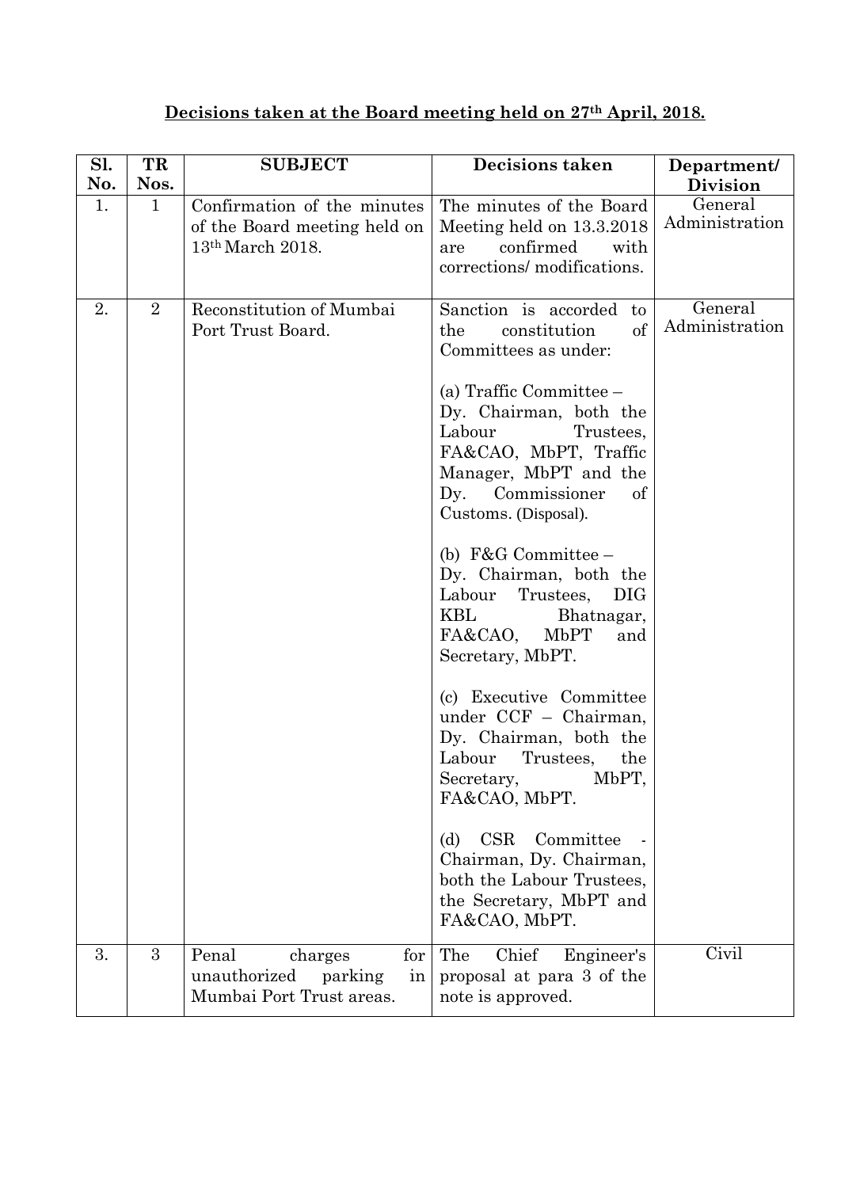**Decisions taken at the Board meeting held on 27th April, 2018.**

| Sl. No. | TR Nos. | SUBJECT | Decisions taken | Department/ Division |
|---|---|---|---|---|
| 1. | 1 | Confirmation of the minutes of the Board meeting held on 13th March 2018. | The minutes of the Board Meeting held on 13.3.2018 are confirmed with corrections/ modifications. | General Administration |
| 2. | 2 | Reconstitution of Mumbai Port Trust Board. | Sanction is accorded to the constitution of Committees as under:<br><br>(a) Traffic Committee – Dy. Chairman, both the Labour Trustees, FA&CAO, MbPT, Traffic Manager, MbPT and the Dy. Commissioner of Customs. (Disposal).<br><br>(b) F&G Committee – Dy. Chairman, both the Labour Trustees, DIG KBL Bhatnagar, FA&CAO, MbPT and Secretary, MbPT.<br><br>(c) Executive Committee under CCF – Chairman, Dy. Chairman, both the Labour Trustees, the Secretary, MbPT, FA&CAO, MbPT.<br><br>(d) CSR Committee - Chairman, Dy. Chairman, both the Labour Trustees, the Secretary, MbPT and FA&CAO, MbPT. | General Administration |
| 3. | 3 | Penal charges for unauthorized parking in Mumbai Port Trust areas. | The Chief Engineer's proposal at para 3 of the note is approved. | Civil |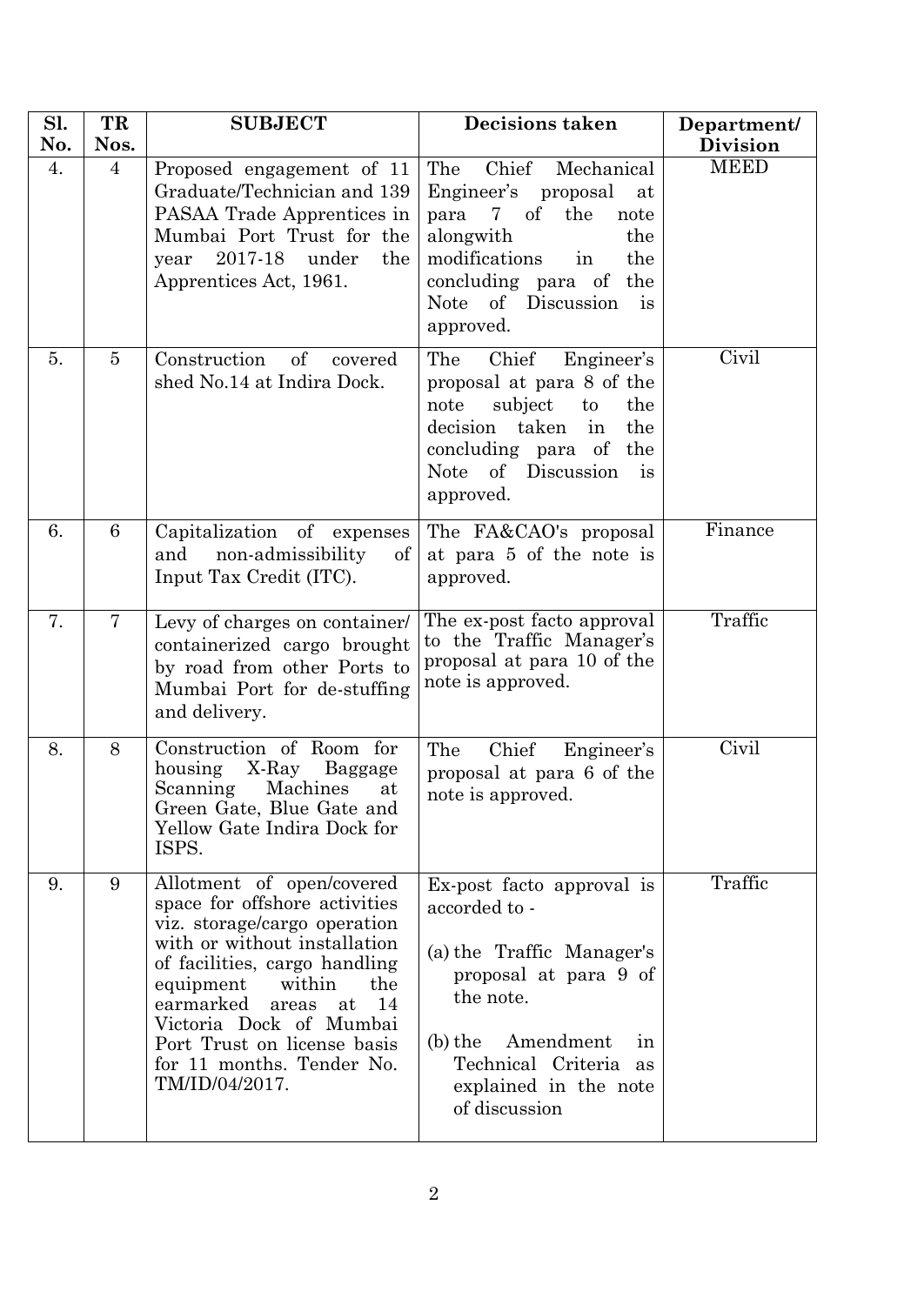| Sl. No. | TR Nos. | SUBJECT | Decisions taken | Department/ Division |
|---|---|---|---|---|
| 4. | 4 | Proposed engagement of 11 Graduate/Technician and 139 PASAA Trade Apprentices in Mumbai Port Trust for the year 2017-18 under the Apprentices Act, 1961. | The Chief Mechanical Engineer's proposal at para 7 of the note alongwith the modifications in the concluding para of the Note of Discussion is approved. | MEED |
| 5. | 5 | Construction of covered shed No.14 at Indira Dock. | The Chief Engineer's proposal at para 8 of the note subject to the decision taken in the concluding para of the Note of Discussion is approved. | Civil |
| 6. | 6 | Capitalization of expenses and non-admissibility of Input Tax Credit (ITC). | The FA&CAO's proposal at para 5 of the note is approved. | Finance |
| 7. | 7 | Levy of charges on container/ containerized cargo brought by road from other Ports to Mumbai Port for de-stuffing and delivery. | The ex-post facto approval to the Traffic Manager's proposal at para 10 of the note is approved. | Traffic |
| 8. | 8 | Construction of Room for housing X-Ray Baggage Scanning Machines at Green Gate, Blue Gate and Yellow Gate Indira Dock for ISPS. | The Chief Engineer's proposal at para 6 of the note is approved. | Civil |
| 9. | 9 | Allotment of open/covered space for offshore activities viz. storage/cargo operation with or without installation of facilities, cargo handling equipment within the earmarked areas at 14 Victoria Dock of Mumbai Port Trust on license basis for 11 months. Tender No. TM/ID/04/2017. | Ex-post facto approval is accorded to -<br><br>(a) the Traffic Manager's proposal at para 9 of the note.<br><br>(b) the Amendment in Technical Criteria as explained in the note of discussion | Traffic |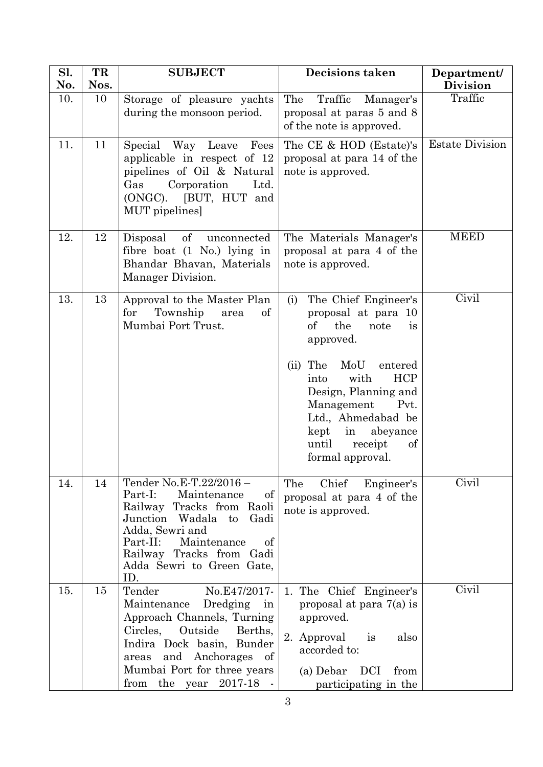| Sl. No. | TR Nos. | SUBJECT | Decisions taken | Department/ Division |
|---|---|---|---|---|
| 10. | 10 | Storage of pleasure yachts during the monsoon period. | The Traffic Manager's proposal at paras 5 and 8 of the note is approved. | Traffic |
| 11. | 11 | Special Way Leave Fees applicable in respect of 12 pipelines of Oil & Natural Gas Corporation Ltd. (ONGC). [BUT, HUT and MUT pipelines] | The CE & HOD (Estate)'s proposal at para 14 of the note is approved. | Estate Division |
| 12. | 12 | Disposal of unconnected fibre boat (1 No.) lying in Bhandar Bhavan, Materials Manager Division. | The Materials Manager's proposal at para 4 of the note is approved. | MEED |
| 13. | 13 | Approval to the Master Plan for Township area of Mumbai Port Trust. | (i) The Chief Engineer's proposal at para 10 of the note is approved.<br><br>(ii) The MoU entered into with HCP Design, Planning and Management Pvt. Ltd., Ahmedabad be kept in abeyance until receipt of formal approval. | Civil |
| 14. | 14 | Tender No.E-T.22/2016 – Part-I: Maintenance of Railway Tracks from Raoli Junction Wadala to Gadi Adda, Sewri and Part-II: Maintenance of Railway Tracks from Gadi Adda Sewri to Green Gate, ID. | The Chief Engineer's proposal at para 4 of the note is approved. | Civil |
| 15. | 15 | Tender No.E47/2017-Maintenance Dredging in Approach Channels, Turning Circles, Outside Berths, Indira Dock basin, Bunder areas and Anchorages of Mumbai Port for three years from the year 2017-18 - | 1. The Chief Engineer's proposal at para 7(a) is approved.<br>2. Approval is also accorded to:<br>(a) Debar DCI from participating in the | Civil |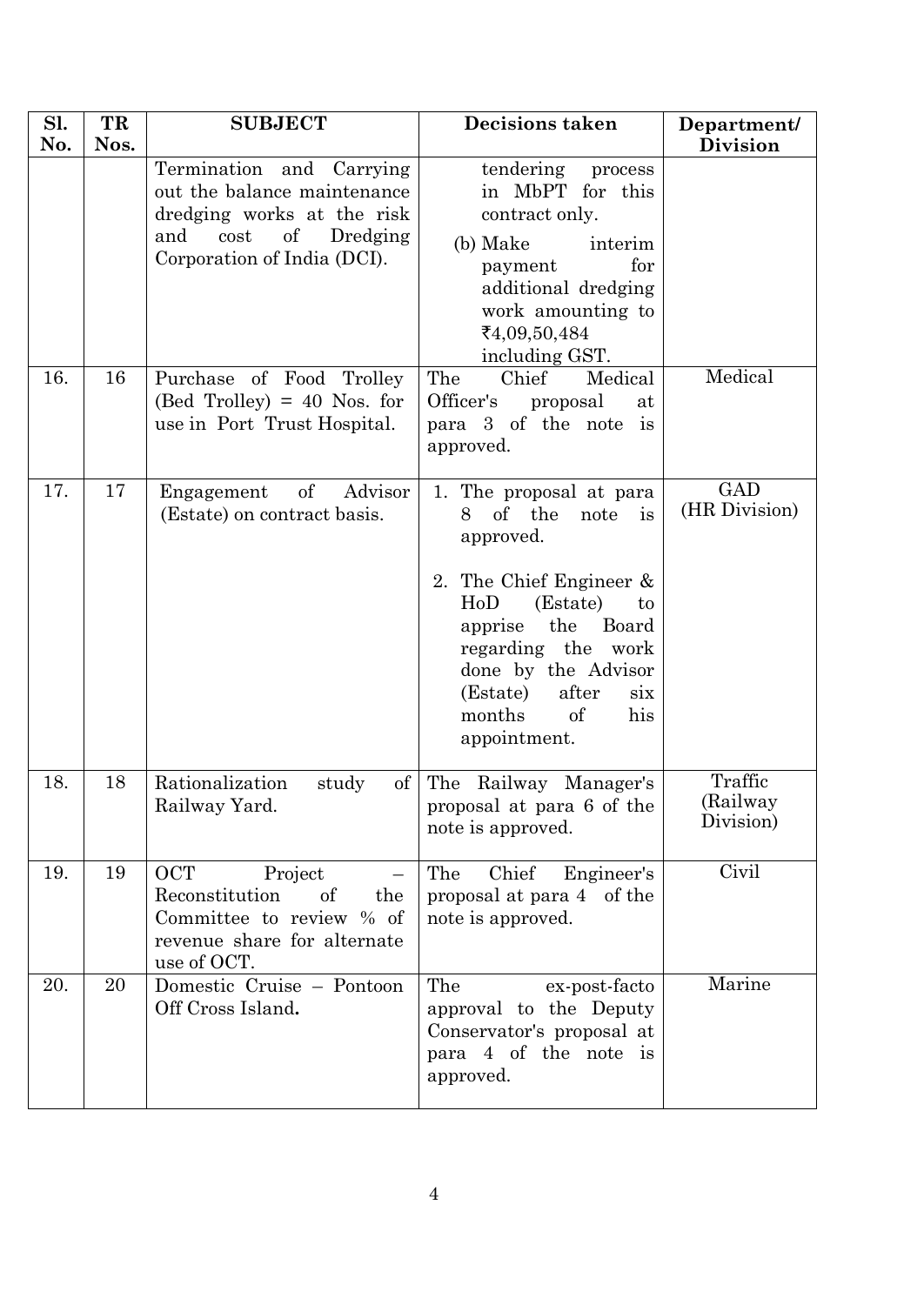| Sl. No. | TR Nos. | SUBJECT | Decisions taken | Department/ Division |
|---|---|---|---|---|
| | | Termination and Carrying out the balance maintenance dredging works at the risk and cost of Dredging Corporation of India (DCI). | tendering process in MbPT for this contract only.<br>(b) Make interim payment for additional dredging work amounting to ₹4,09,50,484 including GST. | |
| 16. | 16 | Purchase of Food Trolley (Bed Trolley) = 40 Nos. for use in Port Trust Hospital. | The Chief Medical Officer's proposal at para 3 of the note is approved. | Medical |
| 17. | 17 | Engagement of Advisor (Estate) on contract basis. | 1. The proposal at para 8 of the note is approved.<br>2. The Chief Engineer & HoD (Estate) to apprise the Board regarding the work done by the Advisor (Estate) after six months of his appointment. | GAD (HR Division) |
| 18. | 18 | Rationalization study of Railway Yard. | The Railway Manager's proposal at para 6 of the note is approved. | Traffic (Railway Division) |
| 19. | 19 | OCT Project – Reconstitution of the Committee to review % of revenue share for alternate use of OCT. | The Chief Engineer's proposal at para 4 of the note is approved. | Civil |
| 20. | 20 | Domestic Cruise – Pontoon Off Cross Island. | The ex-post-facto approval to the Deputy Conservator's proposal at para 4 of the note is approved. | Marine |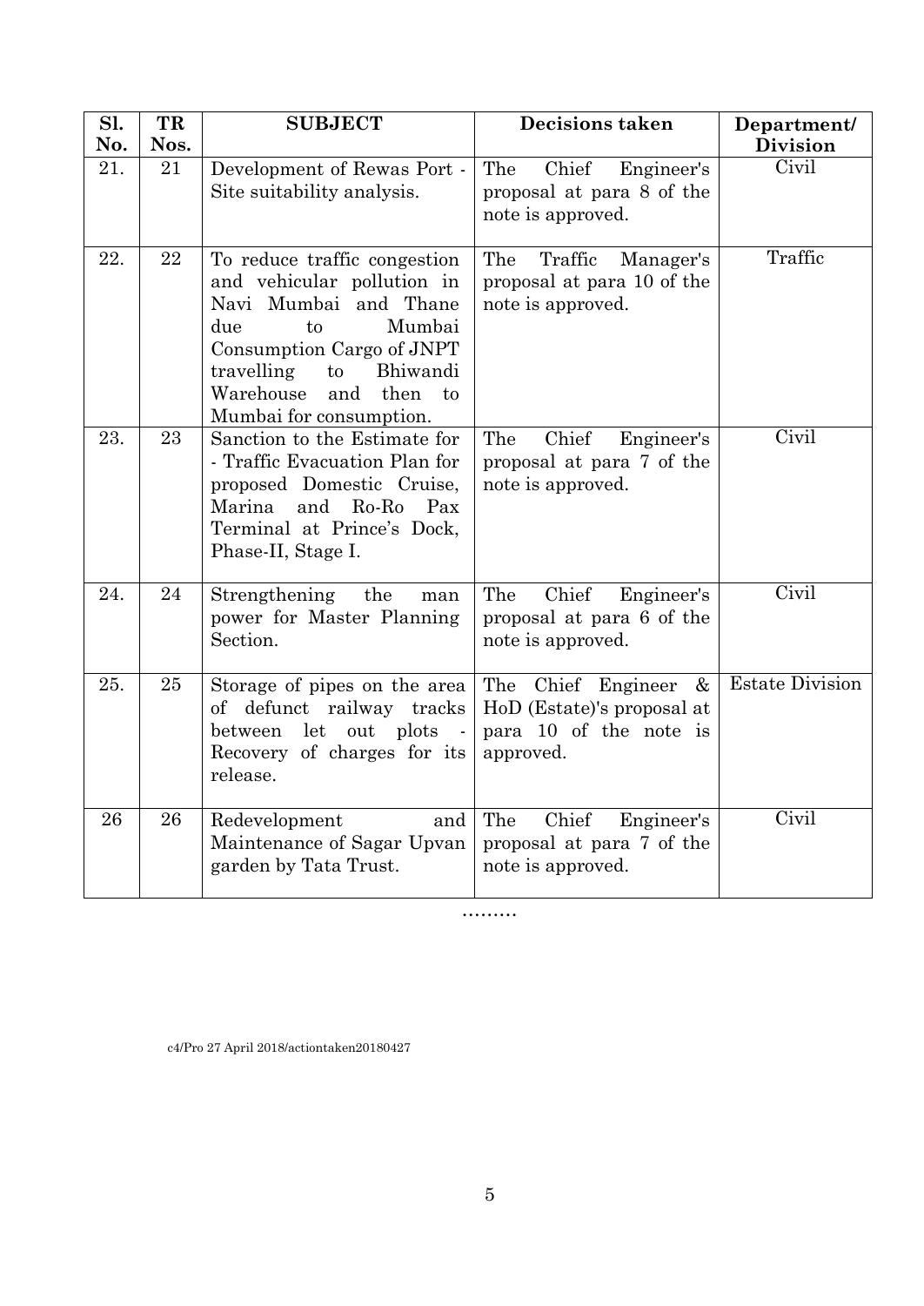| Sl. No. | TR Nos. | SUBJECT | Decisions taken | Department/ Division |
|---|---|---|---|---|
| 21. | 21 | Development of Rewas Port - Site suitability analysis. | The Chief Engineer's proposal at para 8 of the note is approved. | Civil |
| 22. | 22 | To reduce traffic congestion and vehicular pollution in Navi Mumbai and Thane due to Mumbai Consumption Cargo of JNPT travelling to Bhiwandi Warehouse and then to Mumbai for consumption. | The Traffic Manager's proposal at para 10 of the note is approved. | Traffic |
| 23. | 23 | Sanction to the Estimate for - Traffic Evacuation Plan for proposed Domestic Cruise, Marina and Ro-Ro Pax Terminal at Prince's Dock, Phase-II, Stage I. | The Chief Engineer's proposal at para 7 of the note is approved. | Civil |
| 24. | 24 | Strengthening the man power for Master Planning Section. | The Chief Engineer's proposal at para 6 of the note is approved. | Civil |
| 25. | 25 | Storage of pipes on the area of defunct railway tracks between let out plots - Recovery of charges for its release. | The Chief Engineer & HoD (Estate)'s proposal at para 10 of the note is approved. | Estate Division |
| 26 | 26 | Redevelopment and Maintenance of Sagar Upvan garden by Tata Trust. | The Chief Engineer's proposal at para 7 of the note is approved. | Civil |

………

c4/Pro 27 April 2018/actiontaken20180427